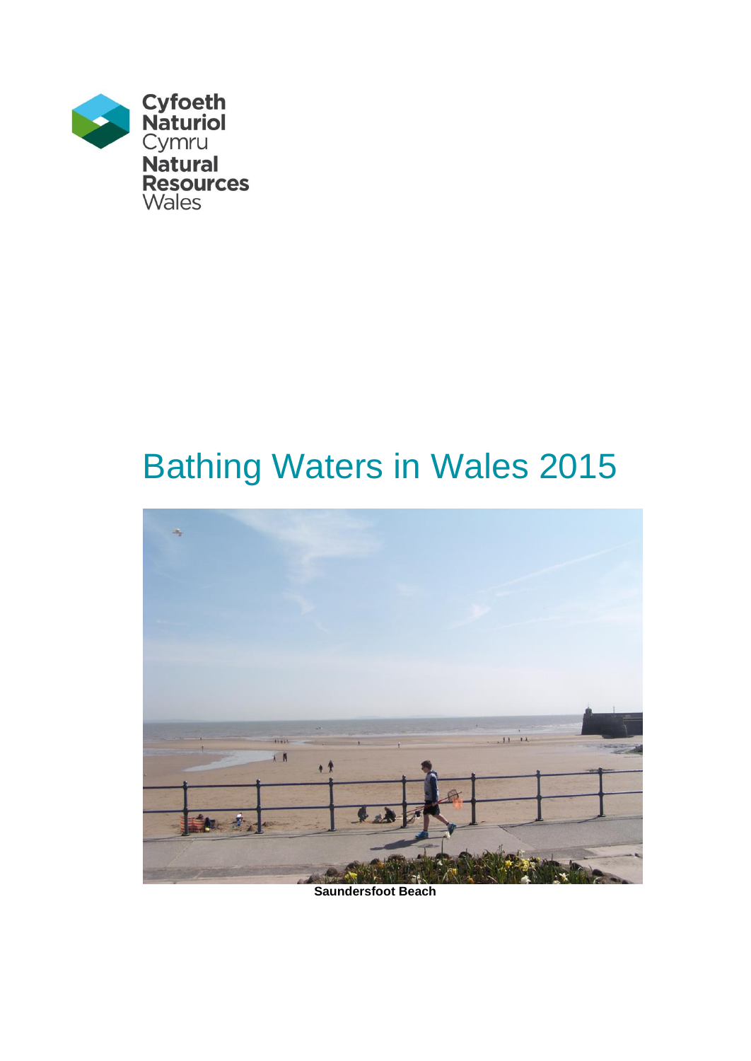Cyfoeth Naturiol Cymru
Natural Resources Wales

# Bathing Waters in Wales 2015

**Saundersfoot Beach**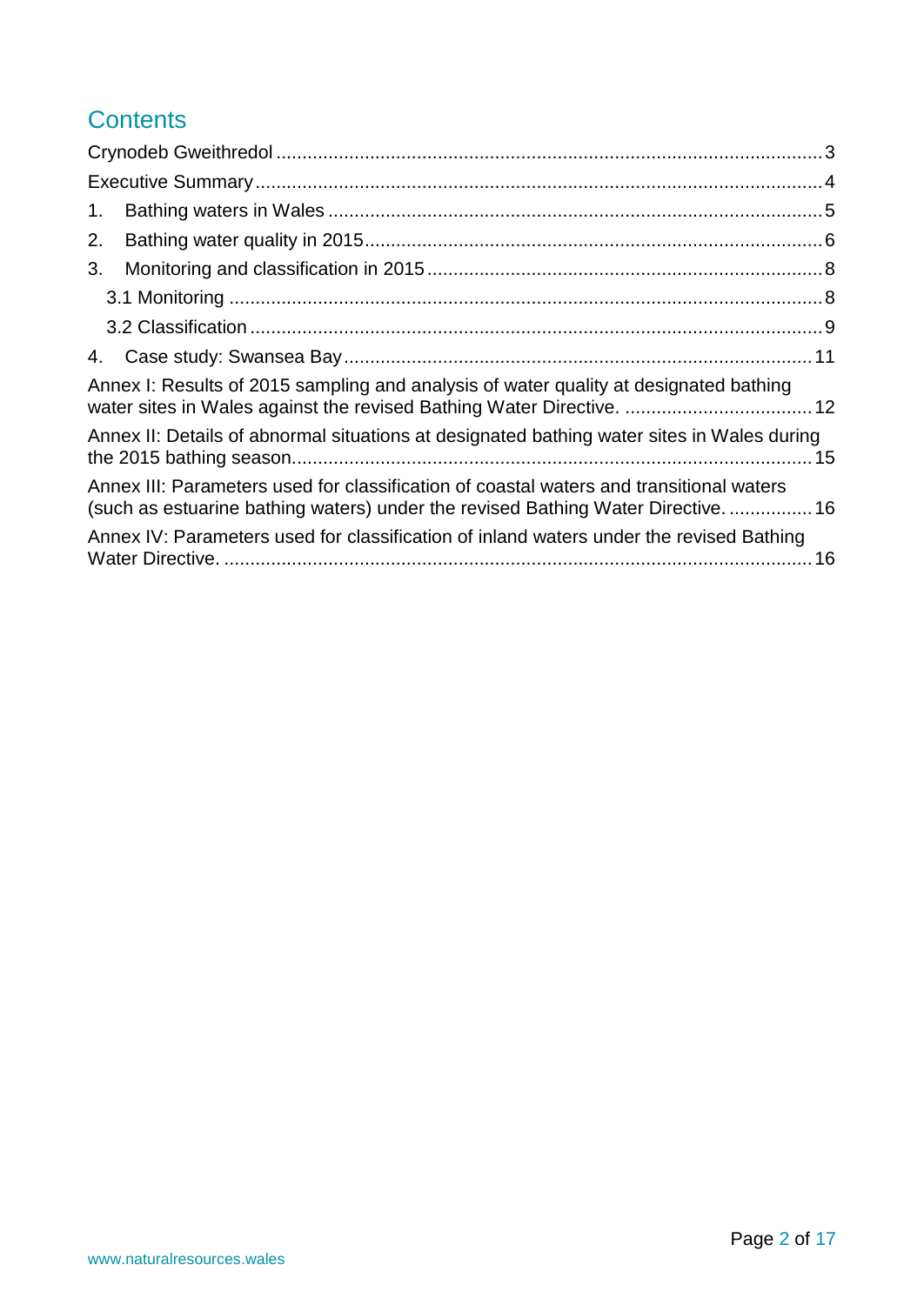# Contents

Crynodeb Gweithredol ........................................................................................................ 3

Executive Summary ........................................................................................................... 4

1. Bathing waters in Wales ............................................................................................. 5
2. Bathing water quality in 2015 ...................................................................................... 6
3. Monitoring and classification in 2015 .......................................................................... 8
   - 3.1 Monitoring ............................................................................................................... 8
   - 3.2 Classification ........................................................................................................... 9
4. Case study: Swansea Bay ......................................................................................... 11

Annex I: Results of 2015 sampling and analysis of water quality at designated bathing water sites in Wales against the revised Bathing Water Directive. .................................... 12

Annex II: Details of abnormal situations at designated bathing water sites in Wales during the 2015 bathing season. .................................................................................................. 15

Annex III: Parameters used for classification of coastal waters and transitional waters (such as estuarine bathing waters) under the revised Bathing Water Directive. ................ 16

Annex IV: Parameters used for classification of inland waters under the revised Bathing Water Directive. ................................................................................................................ 16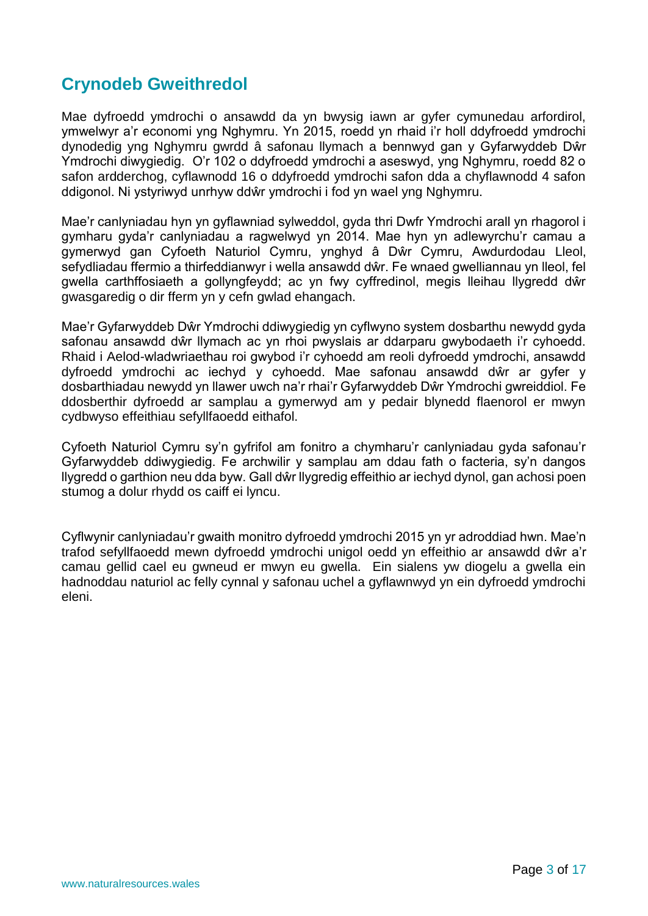## Crynodeb Gweithredol

Mae dyfroedd ymdrochi o ansawdd da yn bwysig iawn ar gyfer cymunedau arfordirol, ymwelwyr a'r economi yng Nghymru. Yn 2015, roedd yn rhaid i'r holl ddyfroedd ymdrochi dynodedig yng Nghymru gwrdd â safonau llymach a bennwyd gan y Gyfarwyddeb Dŵr Ymdrochi diwygiedig. O'r 102 o ddyfroedd ymdrochi a aseswyd, yng Nghymru, roedd 82 o safon ardderchog, cyflawnodd 16 o ddyfroedd ymdrochi safon dda a chyflawnodd 4 safon ddigonol. Ni ystyriwyd unrhyw ddŵr ymdrochi i fod yn wael yng Nghymru.

Mae'r canlyniadau hyn yn gyflawniad sylweddol, gyda thri Dwfr Ymdrochi arall yn rhagorol i gymharu gyda'r canlyniadau a ragwelwyd yn 2014. Mae hyn yn adlewyrchu'r camau a gymerwyd gan Cyfoeth Naturiol Cymru, ynghyd â Dŵr Cymru, Awdurdodau Lleol, sefydliadau ffermio a thirfeddianwyr i wella ansawdd dŵr. Fe wnaed gwelliannau yn lleol, fel gwella carthffosiaeth a gollyngfeydd; ac yn fwy cyffredinol, megis lleihau llygredd dŵr gwasgaredig o dir fferm yn y cefn gwlad ehangach.

Mae'r Gyfarwyddeb Dŵr Ymdrochi ddiwygiedig yn cyflwyno system dosbarthu newydd gyda safonau ansawdd dŵr llymach ac yn rhoi pwyslais ar ddarparu gwybodaeth i'r cyhoedd. Rhaid i Aelod-wladwriaethau roi gwybod i'r cyhoedd am reoli dyfroedd ymdrochi, ansawdd dyfroedd ymdrochi ac iechyd y cyhoedd. Mae safonau ansawdd dŵr ar gyfer y dosbarthiadau newydd yn llawer uwch na'r rhai'r Gyfarwyddeb Dŵr Ymdrochi gwreiddiol. Fe ddosberthir dyfroedd ar samplau a gymerwyd am y pedair blynedd flaenorol er mwyn cydbwyso effeithiau sefyllfaoedd eithafol.

Cyfoeth Naturiol Cymru sy'n gyfrifol am fonitro a chymharu'r canlyniadau gyda safonau'r Gyfarwyddeb ddiwygiedig. Fe archwilir y samplau am ddau fath o facteria, sy'n dangos llygredd o garthion neu dda byw. Gall dŵr llygredig effeithio ar iechyd dynol, gan achosi poen stumog a dolur rhydd os caiff ei lyncu.

Cyflwynir canlyniadau'r gwaith monitro dyfroedd ymdrochi 2015 yn yr adroddiad hwn. Mae'n trafod sefyllfaoedd mewn dyfroedd ymdrochi unigol oedd yn effeithio ar ansawdd dŵr a'r camau gellid cael eu gwneud er mwyn eu gwella. Ein sialens yw diogelu a gwella ein hadnoddau naturiol ac felly cynnal y safonau uchel a gyflawnwyd yn ein dyfroedd ymdrochi eleni.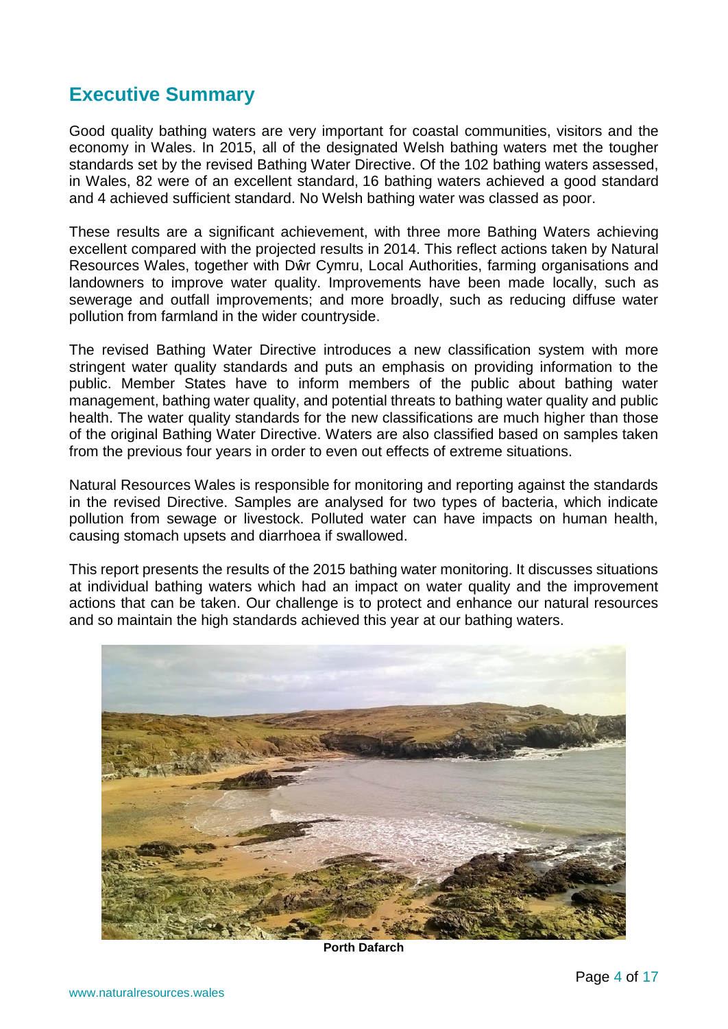## Executive Summary

Good quality bathing waters are very important for coastal communities, visitors and the economy in Wales. In 2015, all of the designated Welsh bathing waters met the tougher standards set by the revised Bathing Water Directive. Of the 102 bathing waters assessed, in Wales, 82 were of an excellent standard, 16 bathing waters achieved a good standard and 4 achieved sufficient standard. No Welsh bathing water was classed as poor.

These results are a significant achievement, with three more Bathing Waters achieving excellent compared with the projected results in 2014. This reflect actions taken by Natural Resources Wales, together with Dŵr Cymru, Local Authorities, farming organisations and landowners to improve water quality. Improvements have been made locally, such as sewerage and outfall improvements; and more broadly, such as reducing diffuse water pollution from farmland in the wider countryside.

The revised Bathing Water Directive introduces a new classification system with more stringent water quality standards and puts an emphasis on providing information to the public. Member States have to inform members of the public about bathing water management, bathing water quality, and potential threats to bathing water quality and public health. The water quality standards for the new classifications are much higher than those of the original Bathing Water Directive. Waters are also classified based on samples taken from the previous four years in order to even out effects of extreme situations.

Natural Resources Wales is responsible for monitoring and reporting against the standards in the revised Directive. Samples are analysed for two types of bacteria, which indicate pollution from sewage or livestock. Polluted water can have impacts on human health, causing stomach upsets and diarrhoea if swallowed.

This report presents the results of the 2015 bathing water monitoring. It discusses situations at individual bathing waters which had an impact on water quality and the improvement actions that can be taken. Our challenge is to protect and enhance our natural resources and so maintain the high standards achieved this year at our bathing waters.

**Porth Dafarch**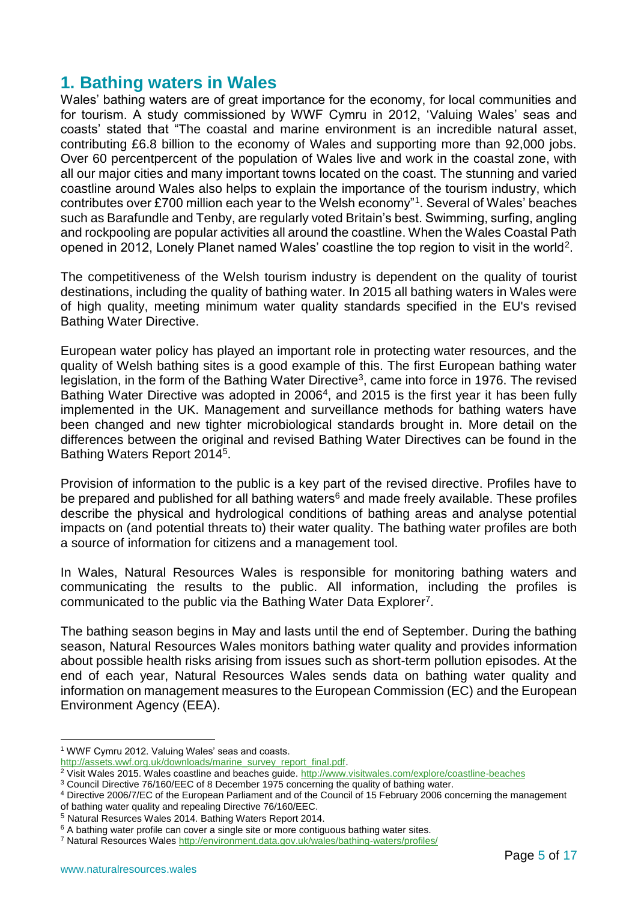## 1. Bathing waters in Wales

Wales' bathing waters are of great importance for the economy, for local communities and for tourism. A study commissioned by WWF Cymru in 2012, 'Valuing Wales' seas and coasts' stated that "The coastal and marine environment is an incredible natural asset, contributing £6.8 billion to the economy of Wales and supporting more than 92,000 jobs. Over 60 percentpercent of the population of Wales live and work in the coastal zone, with all our major cities and many important towns located on the coast. The stunning and varied coastline around Wales also helps to explain the importance of the tourism industry, which contributes over £700 million each year to the Welsh economy"[1]. Several of Wales' beaches such as Barafundle and Tenby, are regularly voted Britain's best. Swimming, surfing, angling and rockpooling are popular activities all around the coastline. When the Wales Coastal Path opened in 2012, Lonely Planet named Wales' coastline the top region to visit in the world[2].

The competitiveness of the Welsh tourism industry is dependent on the quality of tourist destinations, including the quality of bathing water. In 2015 all bathing waters in Wales were of high quality, meeting minimum water quality standards specified in the EU's revised Bathing Water Directive.

European water policy has played an important role in protecting water resources, and the quality of Welsh bathing sites is a good example of this. The first European bathing water legislation, in the form of the Bathing Water Directive[3], came into force in 1976. The revised Bathing Water Directive was adopted in 2006[4], and 2015 is the first year it has been fully implemented in the UK. Management and surveillance methods for bathing waters have been changed and new tighter microbiological standards brought in. More detail on the differences between the original and revised Bathing Water Directives can be found in the Bathing Waters Report 2014[5].

Provision of information to the public is a key part of the revised directive. Profiles have to be prepared and published for all bathing waters[6] and made freely available. These profiles describe the physical and hydrological conditions of bathing areas and analyse potential impacts on (and potential threats to) their water quality. The bathing water profiles are both a source of information for citizens and a management tool.

In Wales, Natural Resources Wales is responsible for monitoring bathing waters and communicating the results to the public. All information, including the profiles is communicated to the public via the Bathing Water Data Explorer[7].

The bathing season begins in May and lasts until the end of September. During the bathing season, Natural Resources Wales monitors bathing water quality and provides information about possible health risks arising from issues such as short-term pollution episodes. At the end of each year, Natural Resources Wales sends data on bathing water quality and information on management measures to the European Commission (EC) and the European Environment Agency (EEA).

---

[1] WWF Cymru 2012. Valuing Wales' seas and coasts. http://assets.wwf.org.uk/downloads/marine_survey_report_final.pdf.

[2] Visit Wales 2015. Wales coastline and beaches guide. http://www.visitwales.com/explore/coastline-beaches

[3] Council Directive 76/160/EEC of 8 December 1975 concerning the quality of bathing water.

[4] Directive 2006/7/EC of the European Parliament and of the Council of 15 February 2006 concerning the management of bathing water quality and repealing Directive 76/160/EEC.

[5] Natural Resources Wales 2014. Bathing Waters Report 2014.

[6] A bathing water profile can cover a single site or more contiguous bathing water sites.

[7] Natural Resources Wales http://environment.data.gov.uk/wales/bathing-waters/profiles/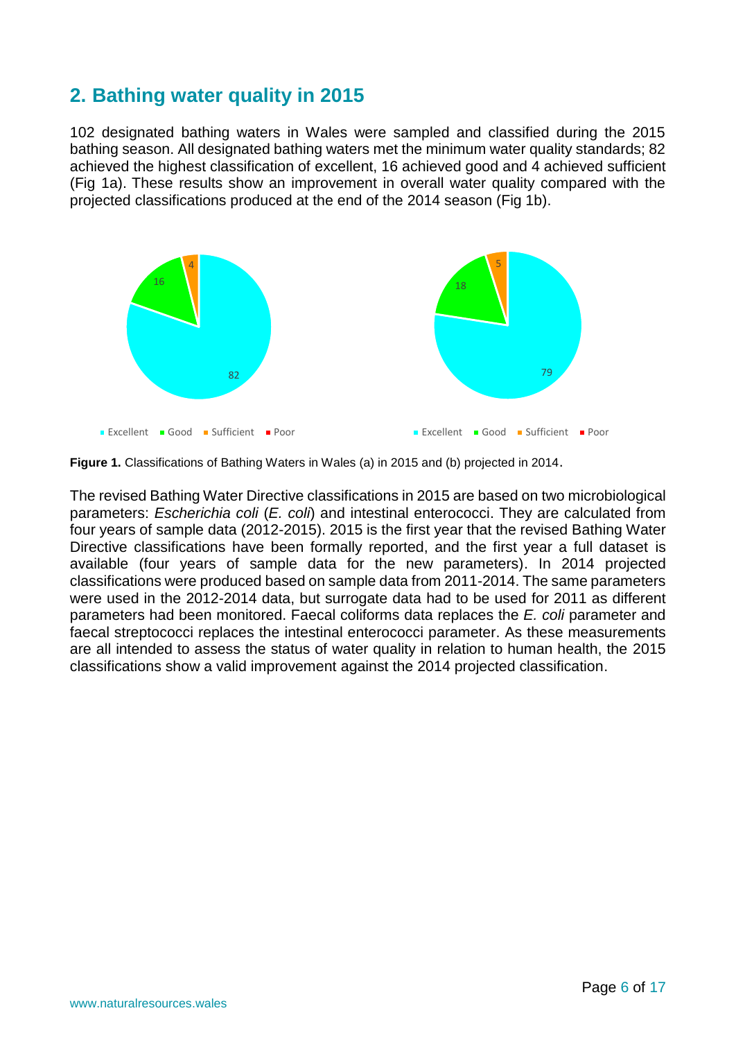## 2. Bathing water quality in 2015

102 designated bathing waters in Wales were sampled and classified during the 2015 bathing season. All designated bathing waters met the minimum water quality standards; 82 achieved the highest classification of excellent, 16 achieved good and 4 achieved sufficient (Fig 1a). These results show an improvement in overall water quality compared with the projected classifications produced at the end of the 2014 season (Fig 1b).

**Figure 1.** Classifications of Bathing Waters in Wales (a) in 2015 and (b) projected in 2014.

The revised Bathing Water Directive classifications in 2015 are based on two microbiological parameters: *Escherichia coli* (*E. coli*) and intestinal enterococci. They are calculated from four years of sample data (2012-2015). 2015 is the first year that the revised Bathing Water Directive classifications have been formally reported, and the first year a full dataset is available (four years of sample data for the new parameters). In 2014 projected classifications were produced based on sample data from 2011-2014. The same parameters were used in the 2012-2014 data, but surrogate data had to be used for 2011 as different parameters had been monitored. Faecal coliforms data replaces the *E. coli* parameter and faecal streptococci replaces the intestinal enterococci parameter. As these measurements are all intended to assess the status of water quality in relation to human health, the 2015 classifications show a valid improvement against the 2014 projected classification.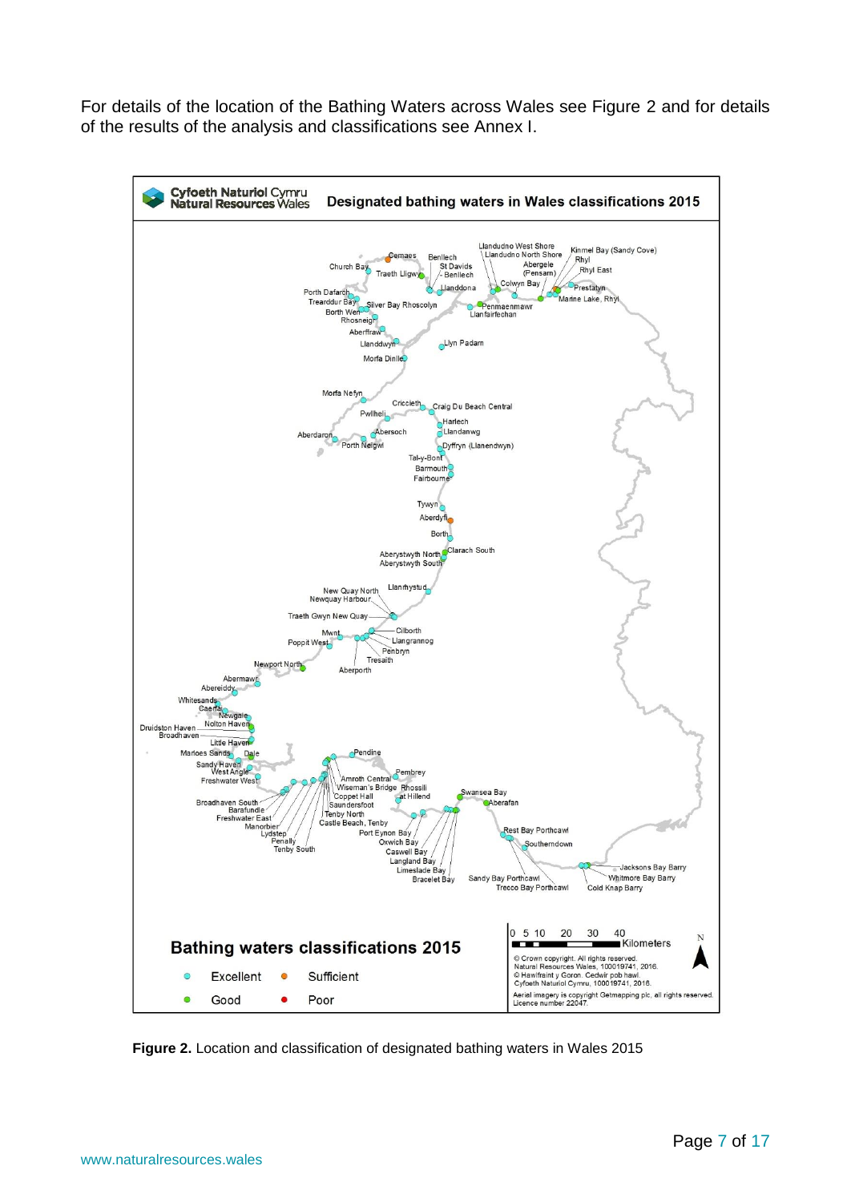For details of the location of the Bathing Waters across Wales see Figure 2 and for details of the results of the analysis and classifications see Annex I.

**Figure 2.** Location and classification of designated bathing waters in Wales 2015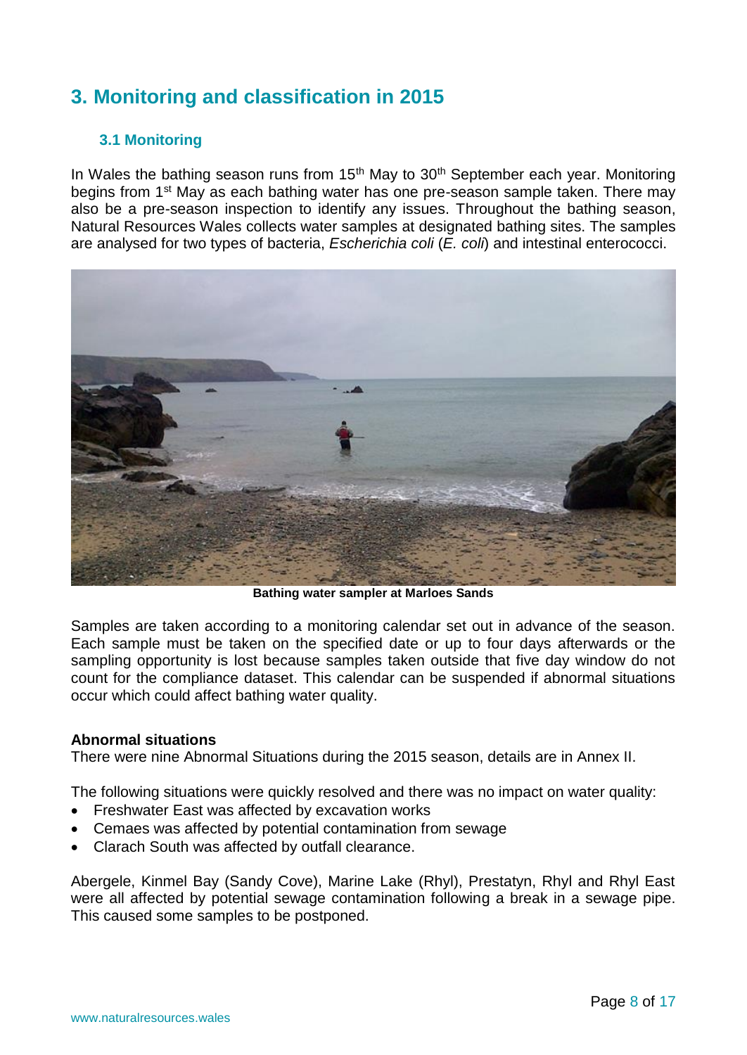# 3. Monitoring and classification in 2015

## 3.1 Monitoring

In Wales the bathing season runs from 15th May to 30th September each year. Monitoring begins from 1st May as each bathing water has one pre-season sample taken. There may also be a pre-season inspection to identify any issues. Throughout the bathing season, Natural Resources Wales collects water samples at designated bathing sites. The samples are analysed for two types of bacteria, *Escherichia coli* (*E. coli*) and intestinal enterococci.

**Bathing water sampler at Marloes Sands**

Samples are taken according to a monitoring calendar set out in advance of the season. Each sample must be taken on the specified date or up to four days afterwards or the sampling opportunity is lost because samples taken outside that five day window do not count for the compliance dataset. This calendar can be suspended if abnormal situations occur which could affect bathing water quality.

**Abnormal situations**

There were nine Abnormal Situations during the 2015 season, details are in Annex II.

The following situations were quickly resolved and there was no impact on water quality:

- Freshwater East was affected by excavation works
- Cemaes was affected by potential contamination from sewage
- Clarach South was affected by outfall clearance.

Abergele, Kinmel Bay (Sandy Cove), Marine Lake (Rhyl), Prestatyn, Rhyl and Rhyl East were all affected by potential sewage contamination following a break in a sewage pipe. This caused some samples to be postponed.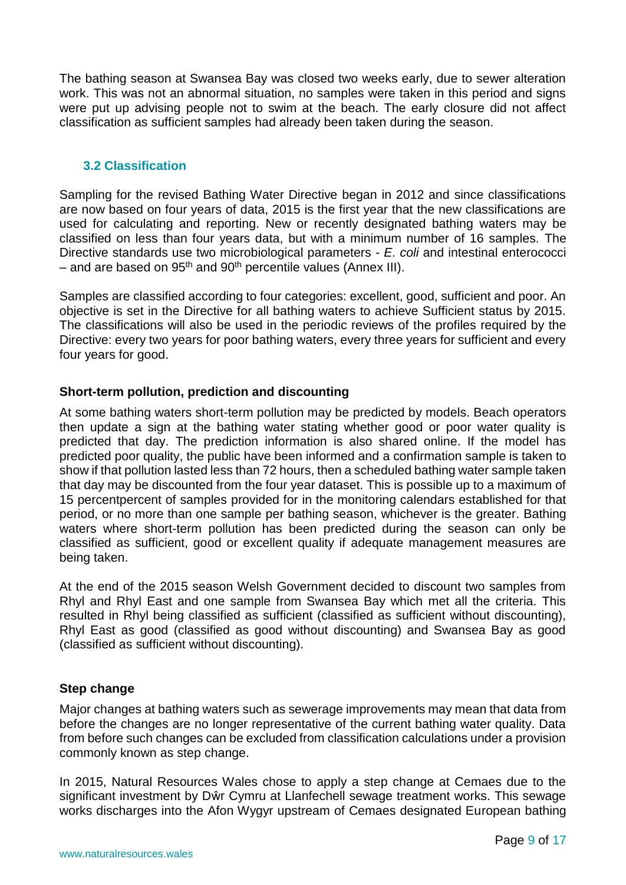The bathing season at Swansea Bay was closed two weeks early, due to sewer alteration work. This was not an abnormal situation, no samples were taken in this period and signs were put up advising people not to swim at the beach. The early closure did not affect classification as sufficient samples had already been taken during the season.

### 3.2 Classification

Sampling for the revised Bathing Water Directive began in 2012 and since classifications are now based on four years of data, 2015 is the first year that the new classifications are used for calculating and reporting. New or recently designated bathing waters may be classified on less than four years data, but with a minimum number of 16 samples. The Directive standards use two microbiological parameters - *E. coli* and intestinal enterococci – and are based on 95th and 90th percentile values (Annex III).

Samples are classified according to four categories: excellent, good, sufficient and poor. An objective is set in the Directive for all bathing waters to achieve Sufficient status by 2015. The classifications will also be used in the periodic reviews of the profiles required by the Directive: every two years for poor bathing waters, every three years for sufficient and every four years for good.

**Short-term pollution, prediction and discounting**

At some bathing waters short-term pollution may be predicted by models. Beach operators then update a sign at the bathing water stating whether good or poor water quality is predicted that day. The prediction information is also shared online. If the model has predicted poor quality, the public have been informed and a confirmation sample is taken to show if that pollution lasted less than 72 hours, then a scheduled bathing water sample taken that day may be discounted from the four year dataset. This is possible up to a maximum of 15 percentpercent of samples provided for in the monitoring calendars established for that period, or no more than one sample per bathing season, whichever is the greater. Bathing waters where short-term pollution has been predicted during the season can only be classified as sufficient, good or excellent quality if adequate management measures are being taken.

At the end of the 2015 season Welsh Government decided to discount two samples from Rhyl and Rhyl East and one sample from Swansea Bay which met all the criteria. This resulted in Rhyl being classified as sufficient (classified as sufficient without discounting), Rhyl East as good (classified as good without discounting) and Swansea Bay as good (classified as sufficient without discounting).

**Step change**

Major changes at bathing waters such as sewerage improvements may mean that data from before the changes are no longer representative of the current bathing water quality. Data from before such changes can be excluded from classification calculations under a provision commonly known as step change.

In 2015, Natural Resources Wales chose to apply a step change at Cemaes due to the significant investment by Dŵr Cymru at Llanfechell sewage treatment works. This sewage works discharges into the Afon Wygyr upstream of Cemaes designated European bathing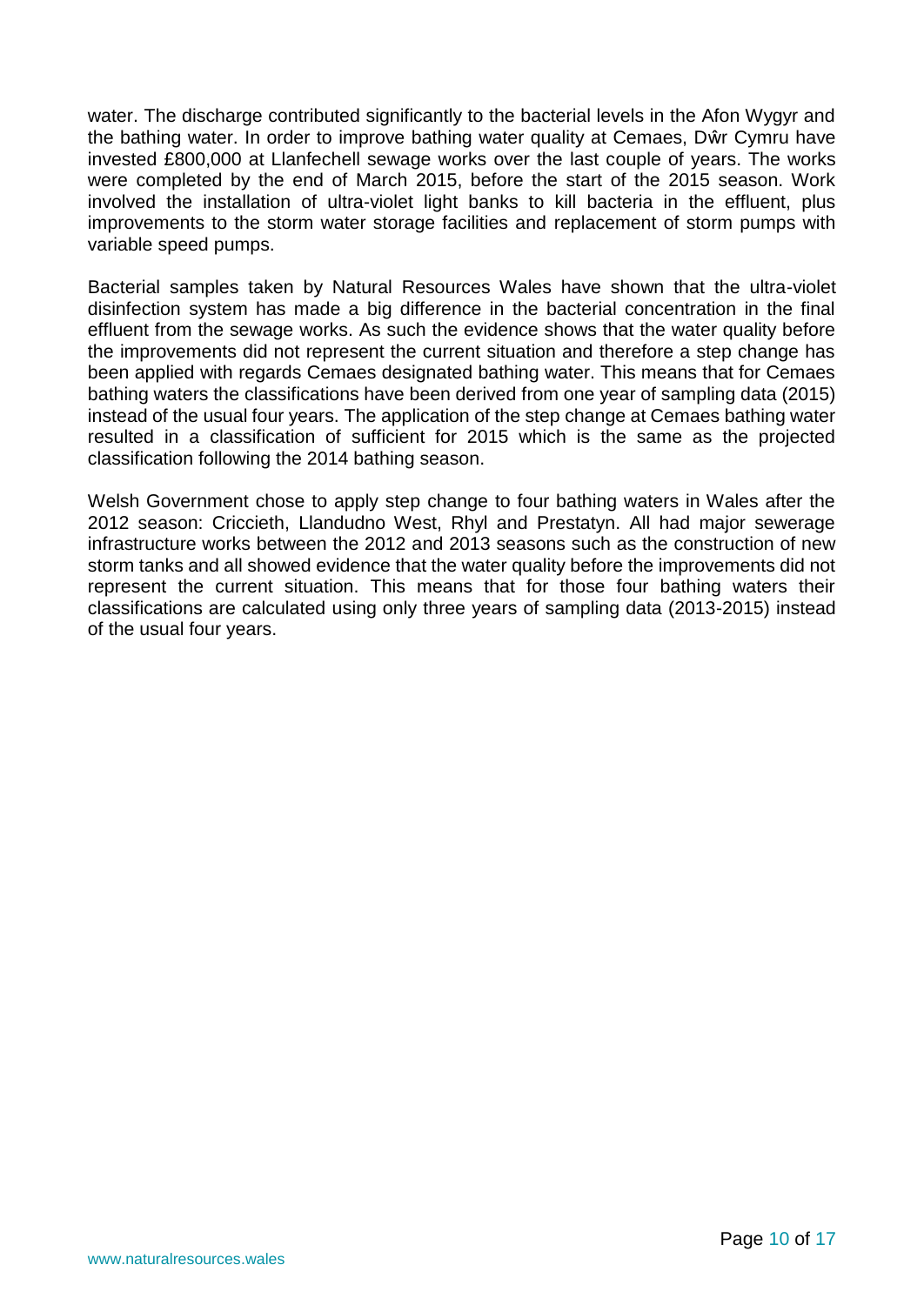water. The discharge contributed significantly to the bacterial levels in the Afon Wygyr and the bathing water. In order to improve bathing water quality at Cemaes, Dŵr Cymru have invested £800,000 at Llanfechell sewage works over the last couple of years. The works were completed by the end of March 2015, before the start of the 2015 season. Work involved the installation of ultra-violet light banks to kill bacteria in the effluent, plus improvements to the storm water storage facilities and replacement of storm pumps with variable speed pumps.

Bacterial samples taken by Natural Resources Wales have shown that the ultra-violet disinfection system has made a big difference in the bacterial concentration in the final effluent from the sewage works. As such the evidence shows that the water quality before the improvements did not represent the current situation and therefore a step change has been applied with regards Cemaes designated bathing water. This means that for Cemaes bathing waters the classifications have been derived from one year of sampling data (2015) instead of the usual four years. The application of the step change at Cemaes bathing water resulted in a classification of sufficient for 2015 which is the same as the projected classification following the 2014 bathing season.

Welsh Government chose to apply step change to four bathing waters in Wales after the 2012 season: Criccieth, Llandudno West, Rhyl and Prestatyn. All had major sewerage infrastructure works between the 2012 and 2013 seasons such as the construction of new storm tanks and all showed evidence that the water quality before the improvements did not represent the current situation. This means that for those four bathing waters their classifications are calculated using only three years of sampling data (2013-2015) instead of the usual four years.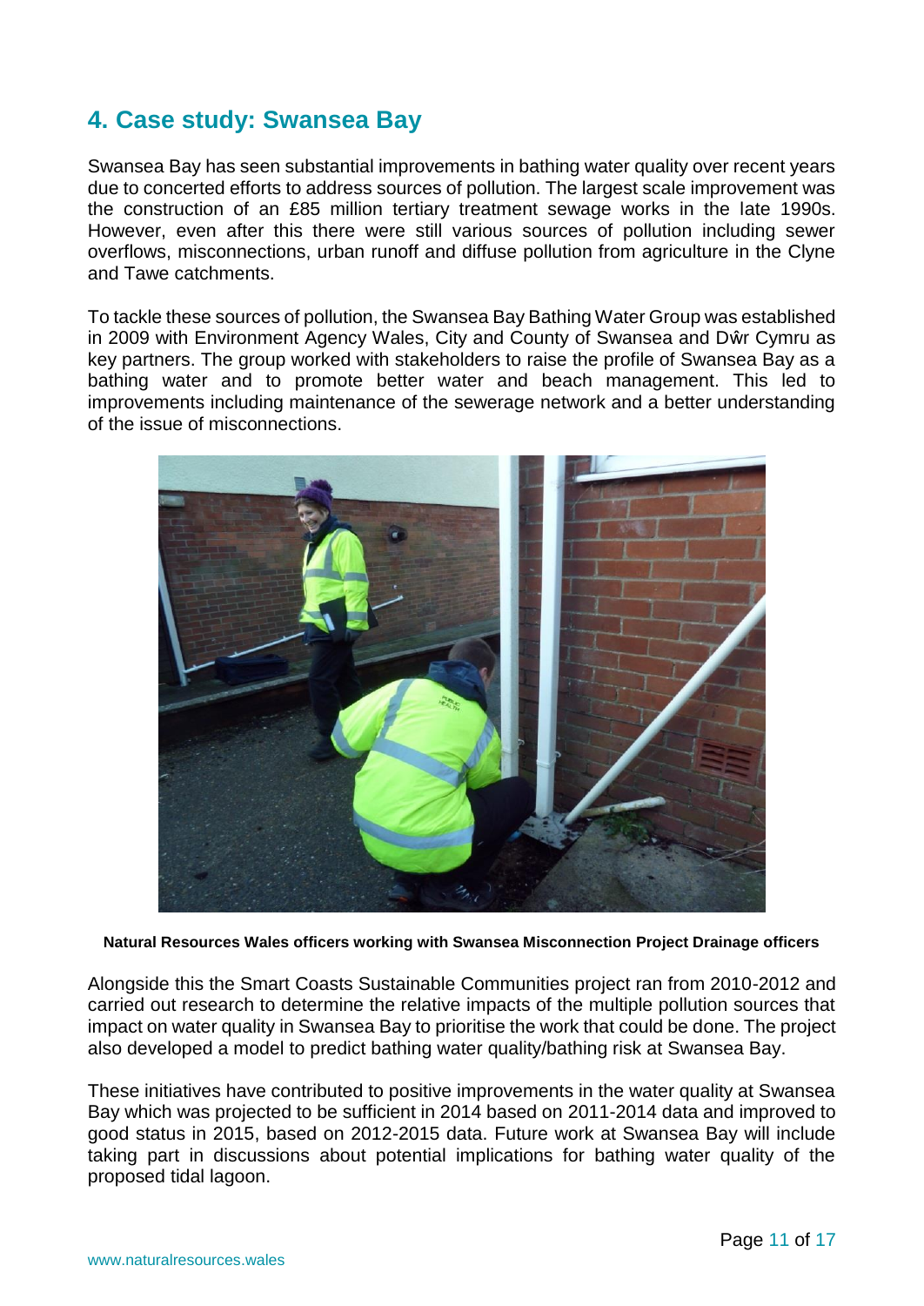## 4. Case study: Swansea Bay

Swansea Bay has seen substantial improvements in bathing water quality over recent years due to concerted efforts to address sources of pollution. The largest scale improvement was the construction of an £85 million tertiary treatment sewage works in the late 1990s. However, even after this there were still various sources of pollution including sewer overflows, misconnections, urban runoff and diffuse pollution from agriculture in the Clyne and Tawe catchments.

To tackle these sources of pollution, the Swansea Bay Bathing Water Group was established in 2009 with Environment Agency Wales, City and County of Swansea and Dŵr Cymru as key partners. The group worked with stakeholders to raise the profile of Swansea Bay as a bathing water and to promote better water and beach management. This led to improvements including maintenance of the sewerage network and a better understanding of the issue of misconnections.

**Natural Resources Wales officers working with Swansea Misconnection Project Drainage officers**

Alongside this the Smart Coasts Sustainable Communities project ran from 2010-2012 and carried out research to determine the relative impacts of the multiple pollution sources that impact on water quality in Swansea Bay to prioritise the work that could be done. The project also developed a model to predict bathing water quality/bathing risk at Swansea Bay.

These initiatives have contributed to positive improvements in the water quality at Swansea Bay which was projected to be sufficient in 2014 based on 2011-2014 data and improved to good status in 2015, based on 2012-2015 data. Future work at Swansea Bay will include taking part in discussions about potential implications for bathing water quality of the proposed tidal lagoon.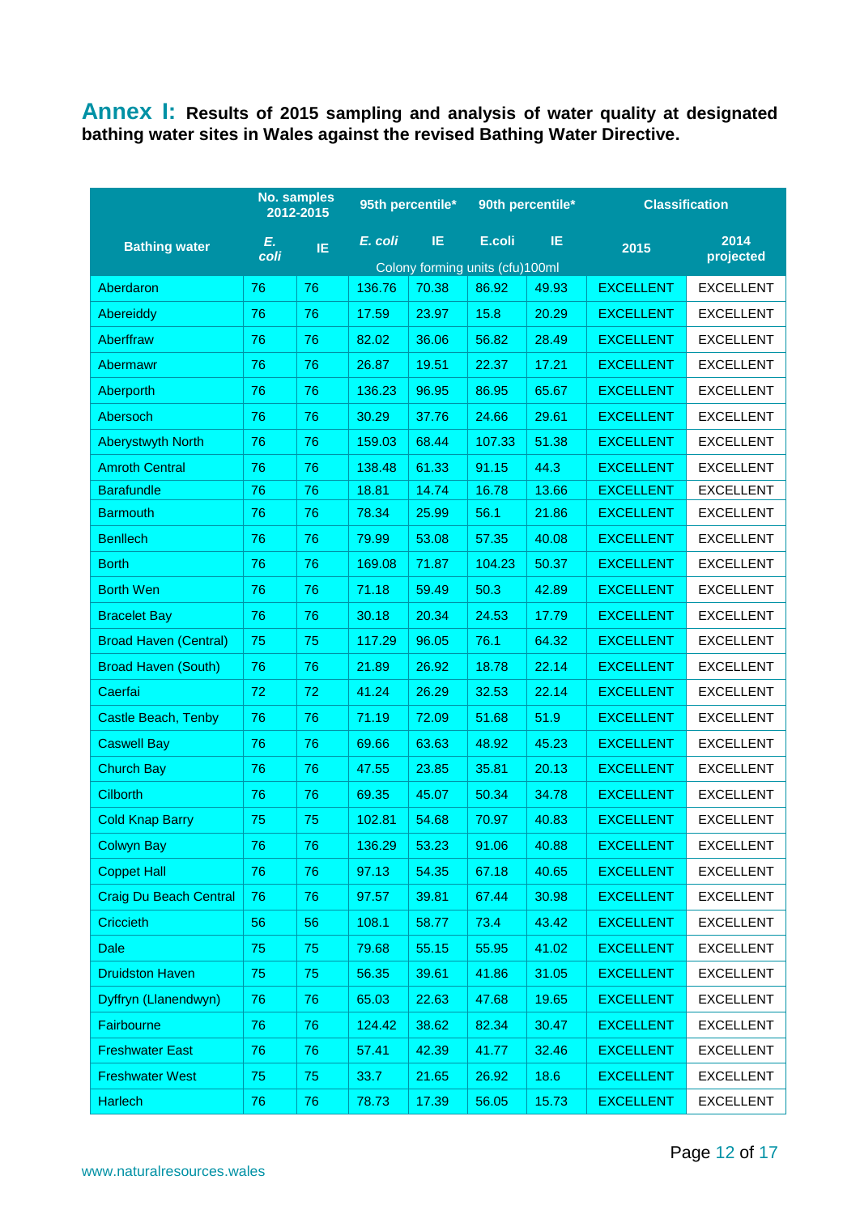## Annex I: Results of 2015 sampling and analysis of water quality at designated bathing water sites in Wales against the revised Bathing Water Directive.

| Bathing water | No. samples 2012-2015 | | 95th percentile* | | 90th percentile* | | Classification | |
|---|---|---|---|---|---|---|---|---|
| | *E. coli* | IE | *E. coli* | IE | E.coli | IE | 2015 | 2014 projected |
| | | | Colony forming units (cfu)100ml | | | | | |
| Aberdaron | 76 | 76 | 136.76 | 70.38 | 86.92 | 49.93 | EXCELLENT | EXCELLENT |
| Abereiddy | 76 | 76 | 17.59 | 23.97 | 15.8 | 20.29 | EXCELLENT | EXCELLENT |
| Aberffraw | 76 | 76 | 82.02 | 36.06 | 56.82 | 28.49 | EXCELLENT | EXCELLENT |
| Abermawr | 76 | 76 | 26.87 | 19.51 | 22.37 | 17.21 | EXCELLENT | EXCELLENT |
| Aberporth | 76 | 76 | 136.23 | 96.95 | 86.95 | 65.67 | EXCELLENT | EXCELLENT |
| Abersoch | 76 | 76 | 30.29 | 37.76 | 24.66 | 29.61 | EXCELLENT | EXCELLENT |
| Aberystwyth North | 76 | 76 | 159.03 | 68.44 | 107.33 | 51.38 | EXCELLENT | EXCELLENT |
| Amroth Central | 76 | 76 | 138.48 | 61.33 | 91.15 | 44.3 | EXCELLENT | EXCELLENT |
| Barafundle | 76 | 76 | 18.81 | 14.74 | 16.78 | 13.66 | EXCELLENT | EXCELLENT |
| Barmouth | 76 | 76 | 78.34 | 25.99 | 56.1 | 21.86 | EXCELLENT | EXCELLENT |
| Benllech | 76 | 76 | 79.99 | 53.08 | 57.35 | 40.08 | EXCELLENT | EXCELLENT |
| Borth | 76 | 76 | 169.08 | 71.87 | 104.23 | 50.37 | EXCELLENT | EXCELLENT |
| Borth Wen | 76 | 76 | 71.18 | 59.49 | 50.3 | 42.89 | EXCELLENT | EXCELLENT |
| Bracelet Bay | 76 | 76 | 30.18 | 20.34 | 24.53 | 17.79 | EXCELLENT | EXCELLENT |
| Broad Haven (Central) | 75 | 75 | 117.29 | 96.05 | 76.1 | 64.32 | EXCELLENT | EXCELLENT |
| Broad Haven (South) | 76 | 76 | 21.89 | 26.92 | 18.78 | 22.14 | EXCELLENT | EXCELLENT |
| Caerfai | 72 | 72 | 41.24 | 26.29 | 32.53 | 22.14 | EXCELLENT | EXCELLENT |
| Castle Beach, Tenby | 76 | 76 | 71.19 | 72.09 | 51.68 | 51.9 | EXCELLENT | EXCELLENT |
| Caswell Bay | 76 | 76 | 69.66 | 63.63 | 48.92 | 45.23 | EXCELLENT | EXCELLENT |
| Church Bay | 76 | 76 | 47.55 | 23.85 | 35.81 | 20.13 | EXCELLENT | EXCELLENT |
| Cilborth | 76 | 76 | 69.35 | 45.07 | 50.34 | 34.78 | EXCELLENT | EXCELLENT |
| Cold Knap Barry | 75 | 75 | 102.81 | 54.68 | 70.97 | 40.83 | EXCELLENT | EXCELLENT |
| Colwyn Bay | 76 | 76 | 136.29 | 53.23 | 91.06 | 40.88 | EXCELLENT | EXCELLENT |
| Coppet Hall | 76 | 76 | 97.13 | 54.35 | 67.18 | 40.65 | EXCELLENT | EXCELLENT |
| Craig Du Beach Central | 76 | 76 | 97.57 | 39.81 | 67.44 | 30.98 | EXCELLENT | EXCELLENT |
| Criccieth | 56 | 56 | 108.1 | 58.77 | 73.4 | 43.42 | EXCELLENT | EXCELLENT |
| Dale | 75 | 75 | 79.68 | 55.15 | 55.95 | 41.02 | EXCELLENT | EXCELLENT |
| Druidston Haven | 75 | 75 | 56.35 | 39.61 | 41.86 | 31.05 | EXCELLENT | EXCELLENT |
| Dyffryn (Llanendwyn) | 76 | 76 | 65.03 | 22.63 | 47.68 | 19.65 | EXCELLENT | EXCELLENT |
| Fairbourne | 76 | 76 | 124.42 | 38.62 | 82.34 | 30.47 | EXCELLENT | EXCELLENT |
| Freshwater East | 76 | 76 | 57.41 | 42.39 | 41.77 | 32.46 | EXCELLENT | EXCELLENT |
| Freshwater West | 75 | 75 | 33.7 | 21.65 | 26.92 | 18.6 | EXCELLENT | EXCELLENT |
| Harlech | 76 | 76 | 78.73 | 17.39 | 56.05 | 15.73 | EXCELLENT | EXCELLENT |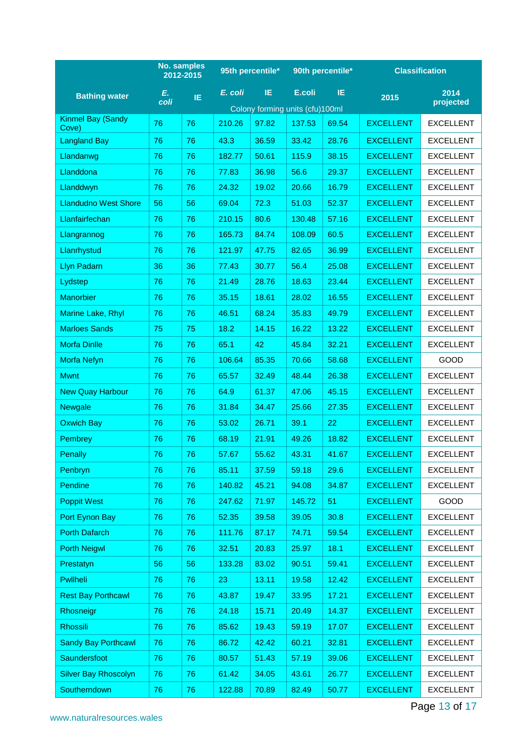| Bathing water | No. samples 2012-2015 | | 95th percentile* | | 90th percentile* | | Classification | |
|---|---|---|---|---|---|---|---|---|
| | *E. coli* | IE | *E. coli* | IE | E.coli | IE | 2015 | 2014 projected |
| | | | Colony forming units (cfu)100ml | | | | | |
| Kinmel Bay (Sandy Cove) | 76 | 76 | 210.26 | 97.82 | 137.53 | 69.54 | EXCELLENT | EXCELLENT |
| Langland Bay | 76 | 76 | 43.3 | 36.59 | 33.42 | 28.76 | EXCELLENT | EXCELLENT |
| Llandanwg | 76 | 76 | 182.77 | 50.61 | 115.9 | 38.15 | EXCELLENT | EXCELLENT |
| Llanddona | 76 | 76 | 77.83 | 36.98 | 56.6 | 29.37 | EXCELLENT | EXCELLENT |
| Llanddwyn | 76 | 76 | 24.32 | 19.02 | 20.66 | 16.79 | EXCELLENT | EXCELLENT |
| Llandudno West Shore | 56 | 56 | 69.04 | 72.3 | 51.03 | 52.37 | EXCELLENT | EXCELLENT |
| Llanfairfechan | 76 | 76 | 210.15 | 80.6 | 130.48 | 57.16 | EXCELLENT | EXCELLENT |
| Llangrannog | 76 | 76 | 165.73 | 84.74 | 108.09 | 60.5 | EXCELLENT | EXCELLENT |
| Llanrhystud | 76 | 76 | 121.97 | 47.75 | 82.65 | 36.99 | EXCELLENT | EXCELLENT |
| Llyn Padarn | 36 | 36 | 77.43 | 30.77 | 56.4 | 25.08 | EXCELLENT | EXCELLENT |
| Lydstep | 76 | 76 | 21.49 | 28.76 | 18.63 | 23.44 | EXCELLENT | EXCELLENT |
| Manorbier | 76 | 76 | 35.15 | 18.61 | 28.02 | 16.55 | EXCELLENT | EXCELLENT |
| Marine Lake, Rhyl | 76 | 76 | 46.51 | 68.24 | 35.83 | 49.79 | EXCELLENT | EXCELLENT |
| Marloes Sands | 75 | 75 | 18.2 | 14.15 | 16.22 | 13.22 | EXCELLENT | EXCELLENT |
| Morfa Dinlle | 76 | 76 | 65.1 | 42 | 45.84 | 32.21 | EXCELLENT | EXCELLENT |
| Morfa Nefyn | 76 | 76 | 106.64 | 85.35 | 70.66 | 58.68 | EXCELLENT | GOOD |
| Mwnt | 76 | 76 | 65.57 | 32.49 | 48.44 | 26.38 | EXCELLENT | EXCELLENT |
| New Quay Harbour | 76 | 76 | 64.9 | 61.37 | 47.06 | 45.15 | EXCELLENT | EXCELLENT |
| Newgale | 76 | 76 | 31.84 | 34.47 | 25.66 | 27.35 | EXCELLENT | EXCELLENT |
| Oxwich Bay | 76 | 76 | 53.02 | 26.71 | 39.1 | 22 | EXCELLENT | EXCELLENT |
| Pembrey | 76 | 76 | 68.19 | 21.91 | 49.26 | 18.82 | EXCELLENT | EXCELLENT |
| Penally | 76 | 76 | 57.67 | 55.62 | 43.31 | 41.67 | EXCELLENT | EXCELLENT |
| Penbryn | 76 | 76 | 85.11 | 37.59 | 59.18 | 29.6 | EXCELLENT | EXCELLENT |
| Pendine | 76 | 76 | 140.82 | 45.21 | 94.08 | 34.87 | EXCELLENT | EXCELLENT |
| Poppit West | 76 | 76 | 247.62 | 71.97 | 145.72 | 51 | EXCELLENT | GOOD |
| Port Eynon Bay | 76 | 76 | 52.35 | 39.58 | 39.05 | 30.8 | EXCELLENT | EXCELLENT |
| Porth Dafarch | 76 | 76 | 111.76 | 87.17 | 74.71 | 59.54 | EXCELLENT | EXCELLENT |
| Porth Neigwl | 76 | 76 | 32.51 | 20.83 | 25.97 | 18.1 | EXCELLENT | EXCELLENT |
| Prestatyn | 56 | 56 | 133.28 | 83.02 | 90.51 | 59.41 | EXCELLENT | EXCELLENT |
| Pwllheli | 76 | 76 | 23 | 13.11 | 19.58 | 12.42 | EXCELLENT | EXCELLENT |
| Rest Bay Porthcawl | 76 | 76 | 43.87 | 19.47 | 33.95 | 17.21 | EXCELLENT | EXCELLENT |
| Rhosneigr | 76 | 76 | 24.18 | 15.71 | 20.49 | 14.37 | EXCELLENT | EXCELLENT |
| Rhossili | 76 | 76 | 85.62 | 19.43 | 59.19 | 17.07 | EXCELLENT | EXCELLENT |
| Sandy Bay Porthcawl | 76 | 76 | 86.72 | 42.42 | 60.21 | 32.81 | EXCELLENT | EXCELLENT |
| Saundersfoot | 76 | 76 | 80.57 | 51.43 | 57.19 | 39.06 | EXCELLENT | EXCELLENT |
| Silver Bay Rhoscolyn | 76 | 76 | 61.42 | 34.05 | 43.61 | 26.77 | EXCELLENT | EXCELLENT |
| Southerndown | 76 | 76 | 122.88 | 70.89 | 82.49 | 50.77 | EXCELLENT | EXCELLENT |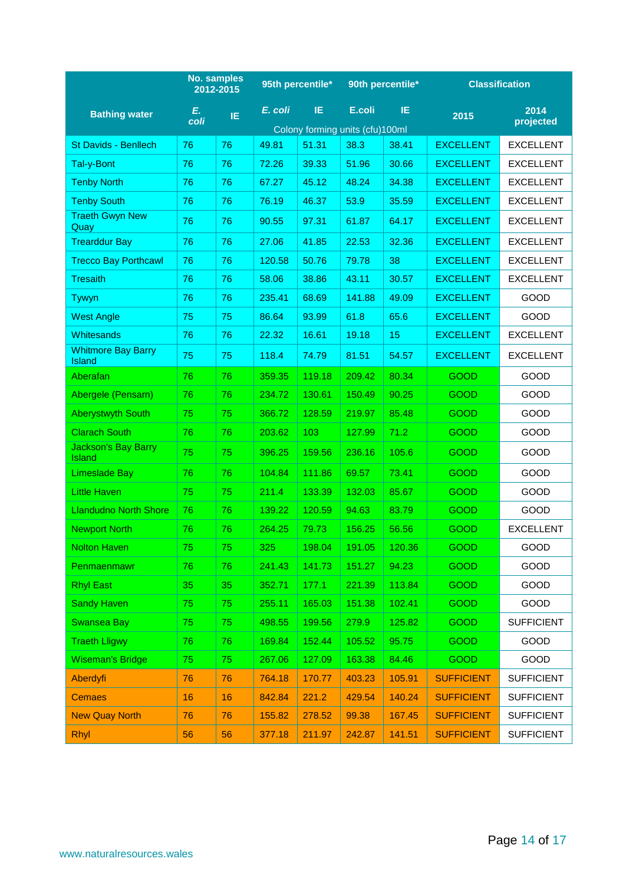| Bathing water | No. samples 2012-2015 | | 95th percentile* | | 90th percentile* | | Classification | |
|---|---|---|---|---|---|---|---|---|
| | *E. coli* | IE | *E. coli* | IE | E.coli | IE | 2015 | 2014 projected |
| | | | Colony forming units (cfu)100ml | | | | | |
| St Davids - Benllech | 76 | 76 | 49.81 | 51.31 | 38.3 | 38.41 | EXCELLENT | EXCELLENT |
| Tal-y-Bont | 76 | 76 | 72.26 | 39.33 | 51.96 | 30.66 | EXCELLENT | EXCELLENT |
| Tenby North | 76 | 76 | 67.27 | 45.12 | 48.24 | 34.38 | EXCELLENT | EXCELLENT |
| Tenby South | 76 | 76 | 76.19 | 46.37 | 53.9 | 35.59 | EXCELLENT | EXCELLENT |
| Traeth Gwyn New Quay | 76 | 76 | 90.55 | 97.31 | 61.87 | 64.17 | EXCELLENT | EXCELLENT |
| Trearddur Bay | 76 | 76 | 27.06 | 41.85 | 22.53 | 32.36 | EXCELLENT | EXCELLENT |
| Trecco Bay Porthcawl | 76 | 76 | 120.58 | 50.76 | 79.78 | 38 | EXCELLENT | EXCELLENT |
| Tresaith | 76 | 76 | 58.06 | 38.86 | 43.11 | 30.57 | EXCELLENT | EXCELLENT |
| Tywyn | 76 | 76 | 235.41 | 68.69 | 141.88 | 49.09 | EXCELLENT | GOOD |
| West Angle | 75 | 75 | 86.64 | 93.99 | 61.8 | 65.6 | EXCELLENT | GOOD |
| Whitesands | 76 | 76 | 22.32 | 16.61 | 19.18 | 15 | EXCELLENT | EXCELLENT |
| Whitmore Bay Barry Island | 75 | 75 | 118.4 | 74.79 | 81.51 | 54.57 | EXCELLENT | EXCELLENT |
| Aberafan | 76 | 76 | 359.35 | 119.18 | 209.42 | 80.34 | GOOD | GOOD |
| Abergele (Pensarn) | 76 | 76 | 234.72 | 130.61 | 150.49 | 90.25 | GOOD | GOOD |
| Aberystwyth South | 75 | 75 | 366.72 | 128.59 | 219.97 | 85.48 | GOOD | GOOD |
| Clarach South | 76 | 76 | 203.62 | 103 | 127.99 | 71.2 | GOOD | GOOD |
| Jackson's Bay Barry Island | 75 | 75 | 396.25 | 159.56 | 236.16 | 105.6 | GOOD | GOOD |
| Limeslade Bay | 76 | 76 | 104.84 | 111.86 | 69.57 | 73.41 | GOOD | GOOD |
| Little Haven | 75 | 75 | 211.4 | 133.39 | 132.03 | 85.67 | GOOD | GOOD |
| Llandudno North Shore | 76 | 76 | 139.22 | 120.59 | 94.63 | 83.79 | GOOD | GOOD |
| Newport North | 76 | 76 | 264.25 | 79.73 | 156.25 | 56.56 | GOOD | EXCELLENT |
| Nolton Haven | 75 | 75 | 325 | 198.04 | 191.05 | 120.36 | GOOD | GOOD |
| Penmaenmawr | 76 | 76 | 241.43 | 141.73 | 151.27 | 94.23 | GOOD | GOOD |
| Rhyl East | 35 | 35 | 352.71 | 177.1 | 221.39 | 113.84 | GOOD | GOOD |
| Sandy Haven | 75 | 75 | 255.11 | 165.03 | 151.38 | 102.41 | GOOD | GOOD |
| Swansea Bay | 75 | 75 | 498.55 | 199.56 | 279.9 | 125.82 | GOOD | SUFFICIENT |
| Traeth Lligwy | 76 | 76 | 169.84 | 152.44 | 105.52 | 95.75 | GOOD | GOOD |
| Wiseman's Bridge | 75 | 75 | 267.06 | 127.09 | 163.38 | 84.46 | GOOD | GOOD |
| Aberdyfi | 76 | 76 | 764.18 | 170.77 | 403.23 | 105.91 | SUFFICIENT | SUFFICIENT |
| Cemaes | 16 | 16 | 842.84 | 221.2 | 429.54 | 140.24 | SUFFICIENT | SUFFICIENT |
| New Quay North | 76 | 76 | 155.82 | 278.52 | 99.38 | 167.45 | SUFFICIENT | SUFFICIENT |
| Rhyl | 56 | 56 | 377.18 | 211.97 | 242.87 | 141.51 | SUFFICIENT | SUFFICIENT |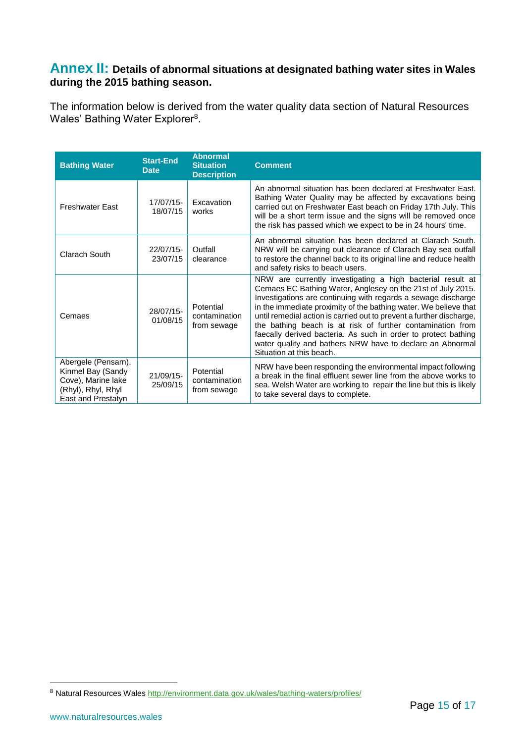## Annex II: Details of abnormal situations at designated bathing water sites in Wales during the 2015 bathing season.

The information below is derived from the water quality data section of Natural Resources Wales' Bathing Water Explorer[8].

| Bathing Water | Start-End Date | Abnormal Situation Description | Comment |
|---|---|---|---|
| Freshwater East | 17/07/15-18/07/15 | Excavation works | An abnormal situation has been declared at Freshwater East. Bathing Water Quality may be affected by excavations being carried out on Freshwater East beach on Friday 17th July. This will be a short term issue and the signs will be removed once the risk has passed which we expect to be in 24 hours' time. |
| Clarach South | 22/07/15-23/07/15 | Outfall clearance | An abnormal situation has been declared at Clarach South. NRW will be carrying out clearance of Clarach Bay sea outfall to restore the channel back to its original line and reduce health and safety risks to beach users. |
| Cemaes | 28/07/15-01/08/15 | Potential contamination from sewage | NRW are currently investigating a high bacterial result at Cemaes EC Bathing Water, Anglesey on the 21st of July 2015. Investigations are continuing with regards a sewage discharge in the immediate proximity of the bathing water. We believe that until remedial action is carried out to prevent a further discharge, the bathing beach is at risk of further contamination from faecally derived bacteria. As such in order to protect bathing water quality and bathers NRW have to declare an Abnormal Situation at this beach. |
| Abergele (Pensarn), Kinmel Bay (Sandy Cove), Marine lake (Rhyl), Rhyl, Rhyl East and Prestatyn | 21/09/15-25/09/15 | Potential contamination from sewage | NRW have been responding the environmental impact following a break in the final effluent sewer line from the above works to sea. Welsh Water are working to repair the line but this is likely to take several days to complete. |

[8] Natural Resources Wales http://environment.data.gov.uk/wales/bathing-waters/profiles/

www.naturalresources.wales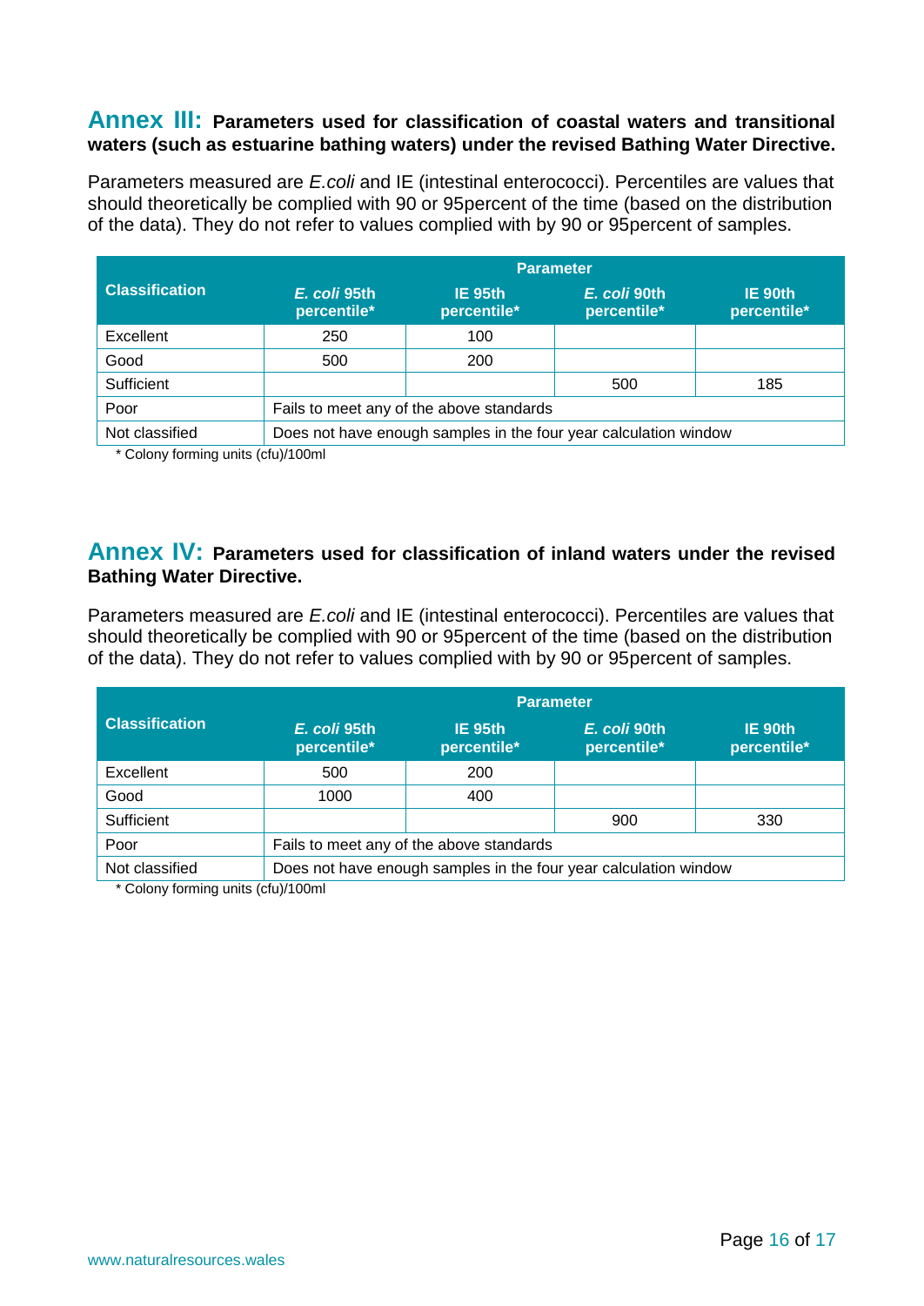## Annex III: Parameters used for classification of coastal waters and transitional waters (such as estuarine bathing waters) under the revised Bathing Water Directive.

Parameters measured are *E.coli* and IE (intestinal enterococci). Percentiles are values that should theoretically be complied with 90 or 95percent of the time (based on the distribution of the data). They do not refer to values complied with by 90 or 95percent of samples.

| Classification | Parameter | | | |
|---|---|---|---|---|
| | ***E. coli* 95th percentile*** | **IE 95th percentile*** | ***E. coli* 90th percentile*** | **IE 90th percentile*** |
| Excellent | 250 | 100 | | |
| Good | 500 | 200 | | |
| Sufficient | | | 500 | 185 |
| Poor | Fails to meet any of the above standards | | | |
| Not classified | Does not have enough samples in the four year calculation window | | | |

* Colony forming units (cfu)/100ml

## Annex IV: Parameters used for classification of inland waters under the revised Bathing Water Directive.

Parameters measured are *E.coli* and IE (intestinal enterococci). Percentiles are values that should theoretically be complied with 90 or 95percent of the time (based on the distribution of the data). They do not refer to values complied with by 90 or 95percent of samples.

| Classification | Parameter | | | |
|---|---|---|---|---|
| | ***E. coli* 95th percentile*** | **IE 95th percentile*** | ***E. coli* 90th percentile*** | **IE 90th percentile*** |
| Excellent | 500 | 200 | | |
| Good | 1000 | 400 | | |
| Sufficient | | | 900 | 330 |
| Poor | Fails to meet any of the above standards | | | |
| Not classified | Does not have enough samples in the four year calculation window | | | |

* Colony forming units (cfu)/100ml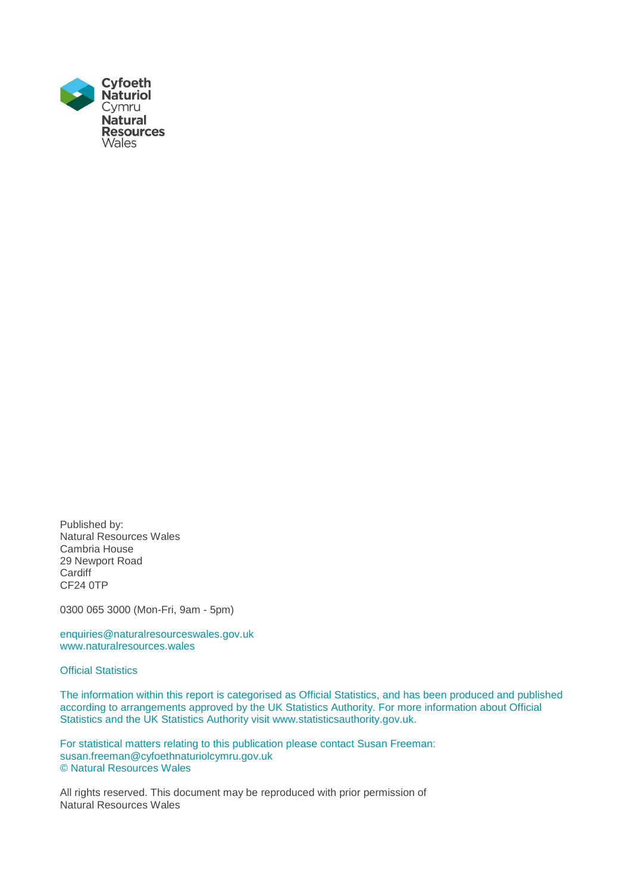Cyfoeth Naturiol Cymru
Natural Resources Wales

Published by:
Natural Resources Wales
Cambria House
29 Newport Road
Cardiff
CF24 0TP

0300 065 3000 (Mon-Fri, 9am - 5pm)

enquiries@naturalresourceswales.gov.uk
www.naturalresources.wales

Official Statistics

The information within this report is categorised as Official Statistics, and has been produced and published according to arrangements approved by the UK Statistics Authority. For more information about Official Statistics and the UK Statistics Authority visit www.statisticsauthority.gov.uk.

For statistical matters relating to this publication please contact Susan Freeman:
susan.freeman@cyfoethnaturiolcymru.gov.uk
© Natural Resources Wales

All rights reserved. This document may be reproduced with prior permission of Natural Resources Wales